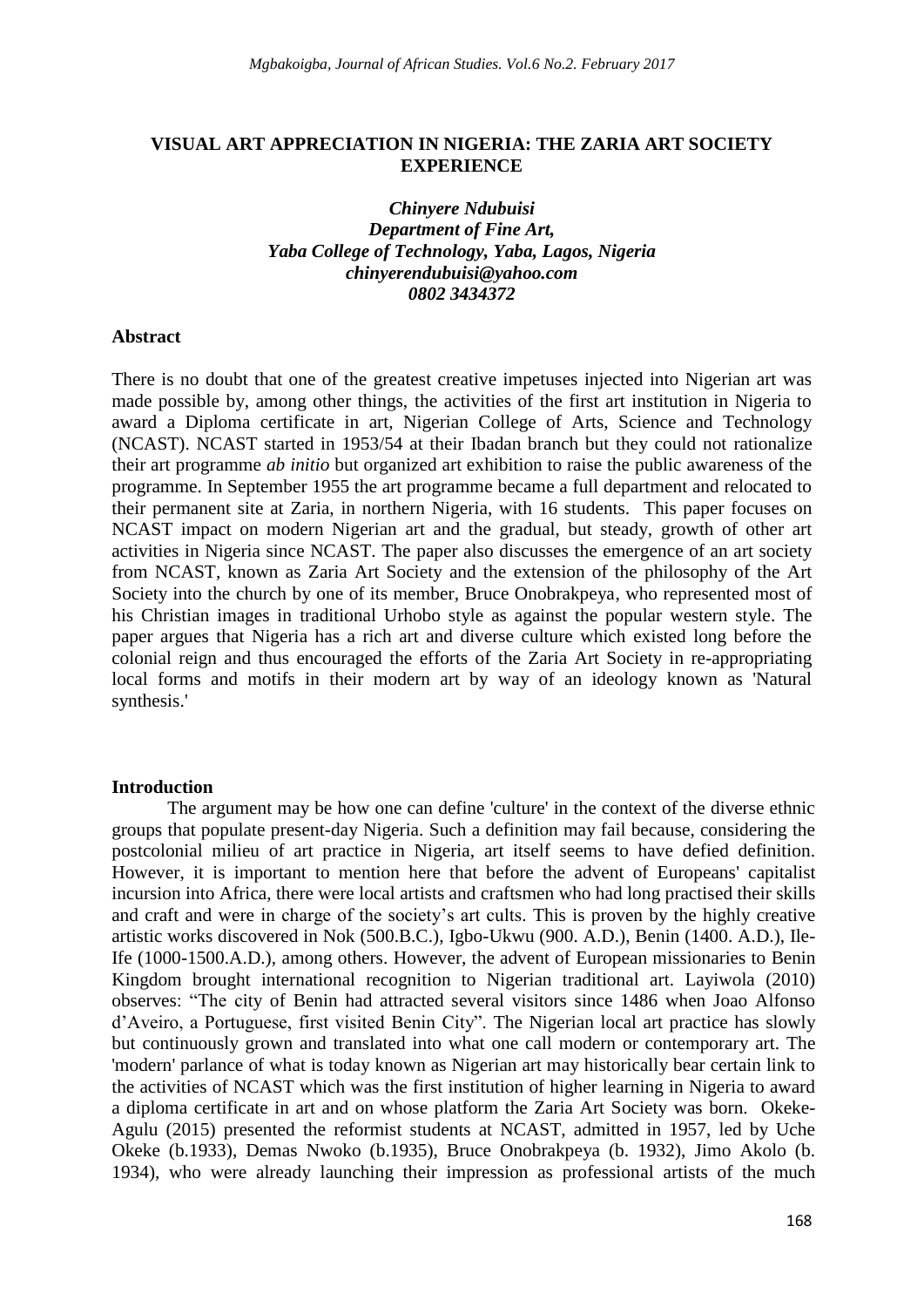# VISUAL ART APPRECIATION IN NIGERIA: THE ZARIA ART SOCIETY EXPERIENCE

***Chinyere Ndubuisi***
***Department of Fine Art,***
***Yaba College of Technology, Yaba, Lagos, Nigeria***
***chinyerendubuisi@yahoo.com***
***0802 3434372***

## Abstract

There is no doubt that one of the greatest creative impetuses injected into Nigerian art was made possible by, among other things, the activities of the first art institution in Nigeria to award a Diploma certificate in art, Nigerian College of Arts, Science and Technology (NCAST). NCAST started in 1953/54 at their Ibadan branch but they could not rationalize their art programme *ab initio* but organized art exhibition to raise the public awareness of the programme. In September 1955 the art programme became a full department and relocated to their permanent site at Zaria, in northern Nigeria, with 16 students. This paper focuses on NCAST impact on modern Nigerian art and the gradual, but steady, growth of other art activities in Nigeria since NCAST. The paper also discusses the emergence of an art society from NCAST, known as Zaria Art Society and the extension of the philosophy of the Art Society into the church by one of its member, Bruce Onobrakpeya, who represented most of his Christian images in traditional Urhobo style as against the popular western style. The paper argues that Nigeria has a rich art and diverse culture which existed long before the colonial reign and thus encouraged the efforts of the Zaria Art Society in re-appropriating local forms and motifs in their modern art by way of an ideology known as 'Natural synthesis.'

## Introduction

The argument may be how one can define 'culture' in the context of the diverse ethnic groups that populate present-day Nigeria. Such a definition may fail because, considering the postcolonial milieu of art practice in Nigeria, art itself seems to have defied definition. However, it is important to mention here that before the advent of Europeans' capitalist incursion into Africa, there were local artists and craftsmen who had long practised their skills and craft and were in charge of the society's art cults. This is proven by the highly creative artistic works discovered in Nok (500.B.C.), Igbo-Ukwu (900. A.D.), Benin (1400. A.D.), Ile-Ife (1000-1500.A.D.), among others. However, the advent of European missionaries to Benin Kingdom brought international recognition to Nigerian traditional art. Layiwola (2010) observes: "The city of Benin had attracted several visitors since 1486 when Joao Alfonso d'Aveiro, a Portuguese, first visited Benin City". The Nigerian local art practice has slowly but continuously grown and translated into what one call modern or contemporary art. The 'modern' parlance of what is today known as Nigerian art may historically bear certain link to the activities of NCAST which was the first institution of higher learning in Nigeria to award a diploma certificate in art and on whose platform the Zaria Art Society was born. Okeke-Agulu (2015) presented the reformist students at NCAST, admitted in 1957, led by Uche Okeke (b.1933), Demas Nwoko (b.1935), Bruce Onobrakpeya (b. 1932), Jimo Akolo (b. 1934), who were already launching their impression as professional artists of the much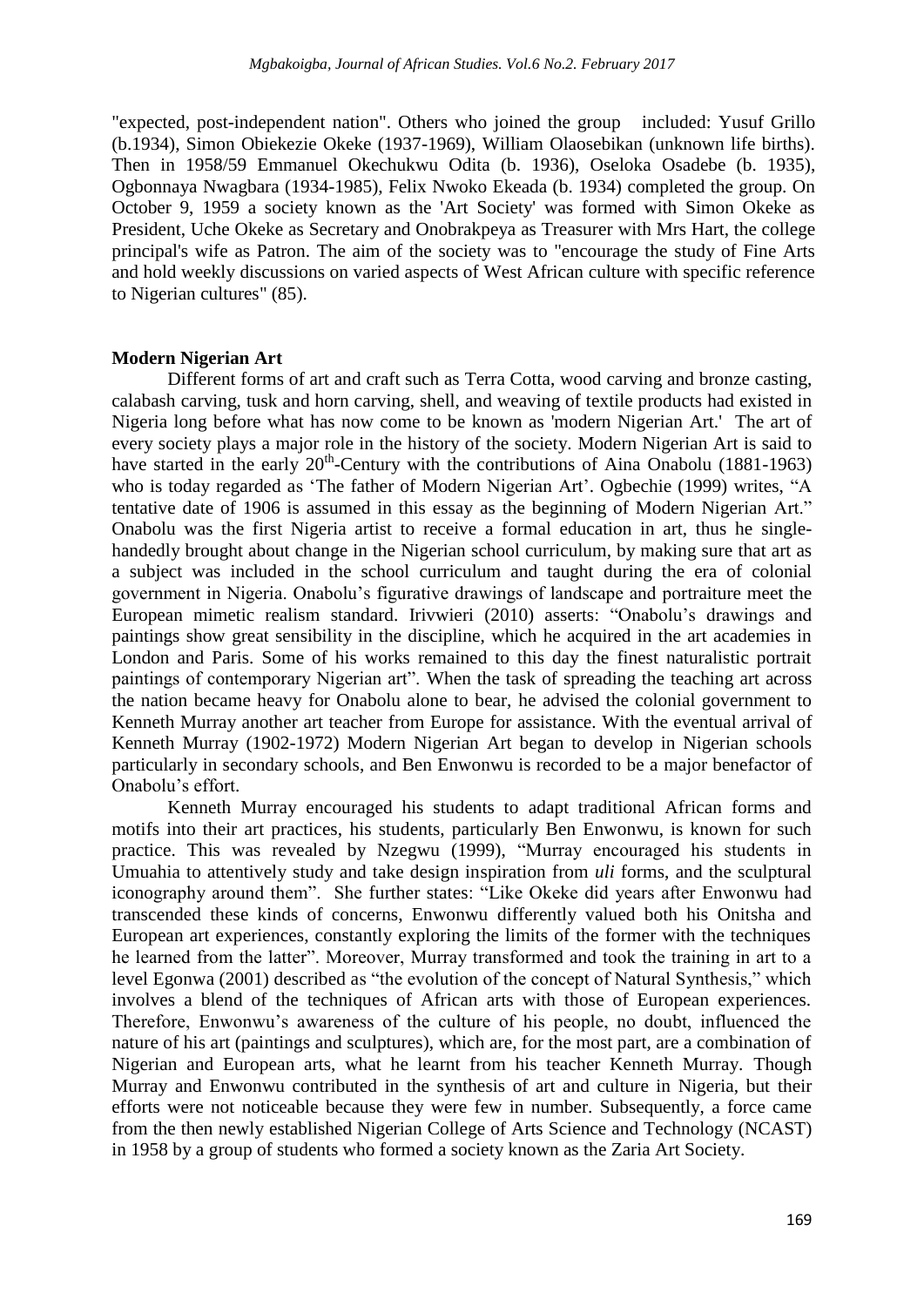"expected, post-independent nation". Others who joined the group included: Yusuf Grillo (b.1934), Simon Obiekezie Okeke (1937-1969), William Olaosebikan (unknown life births). Then in 1958/59 Emmanuel Okechukwu Odita (b. 1936), Oseloka Osadebe (b. 1935), Ogbonnaya Nwagbara (1934-1985), Felix Nwoko Ekeada (b. 1934) completed the group. On October 9, 1959 a society known as the 'Art Society' was formed with Simon Okeke as President, Uche Okeke as Secretary and Onobrakpeya as Treasurer with Mrs Hart, the college principal's wife as Patron. The aim of the society was to "encourage the study of Fine Arts and hold weekly discussions on varied aspects of West African culture with specific reference to Nigerian cultures" (85).

**Modern Nigerian Art**

Different forms of art and craft such as Terra Cotta, wood carving and bronze casting, calabash carving, tusk and horn carving, shell, and weaving of textile products had existed in Nigeria long before what has now come to be known as 'modern Nigerian Art.' The art of every society plays a major role in the history of the society. Modern Nigerian Art is said to have started in the early 20th-Century with the contributions of Aina Onabolu (1881-1963) who is today regarded as 'The father of Modern Nigerian Art'. Ogbechie (1999) writes, "A tentative date of 1906 is assumed in this essay as the beginning of Modern Nigerian Art." Onabolu was the first Nigeria artist to receive a formal education in art, thus he single-handedly brought about change in the Nigerian school curriculum, by making sure that art as a subject was included in the school curriculum and taught during the era of colonial government in Nigeria. Onabolu's figurative drawings of landscape and portraiture meet the European mimetic realism standard. Irivwieri (2010) asserts: "Onabolu's drawings and paintings show great sensibility in the discipline, which he acquired in the art academies in London and Paris. Some of his works remained to this day the finest naturalistic portrait paintings of contemporary Nigerian art". When the task of spreading the teaching art across the nation became heavy for Onabolu alone to bear, he advised the colonial government to Kenneth Murray another art teacher from Europe for assistance. With the eventual arrival of Kenneth Murray (1902-1972) Modern Nigerian Art began to develop in Nigerian schools particularly in secondary schools, and Ben Enwonwu is recorded to be a major benefactor of Onabolu's effort.

Kenneth Murray encouraged his students to adapt traditional African forms and motifs into their art practices, his students, particularly Ben Enwonwu, is known for such practice. This was revealed by Nzegwu (1999), "Murray encouraged his students in Umuahia to attentively study and take design inspiration from *uli* forms, and the sculptural iconography around them". She further states: "Like Okeke did years after Enwonwu had transcended these kinds of concerns, Enwonwu differently valued both his Onitsha and European art experiences, constantly exploring the limits of the former with the techniques he learned from the latter". Moreover, Murray transformed and took the training in art to a level Egonwa (2001) described as "the evolution of the concept of Natural Synthesis," which involves a blend of the techniques of African arts with those of European experiences. Therefore, Enwonwu's awareness of the culture of his people, no doubt, influenced the nature of his art (paintings and sculptures), which are, for the most part, are a combination of Nigerian and European arts, what he learnt from his teacher Kenneth Murray. Though Murray and Enwonwu contributed in the synthesis of art and culture in Nigeria, but their efforts were not noticeable because they were few in number. Subsequently, a force came from the then newly established Nigerian College of Arts Science and Technology (NCAST) in 1958 by a group of students who formed a society known as the Zaria Art Society.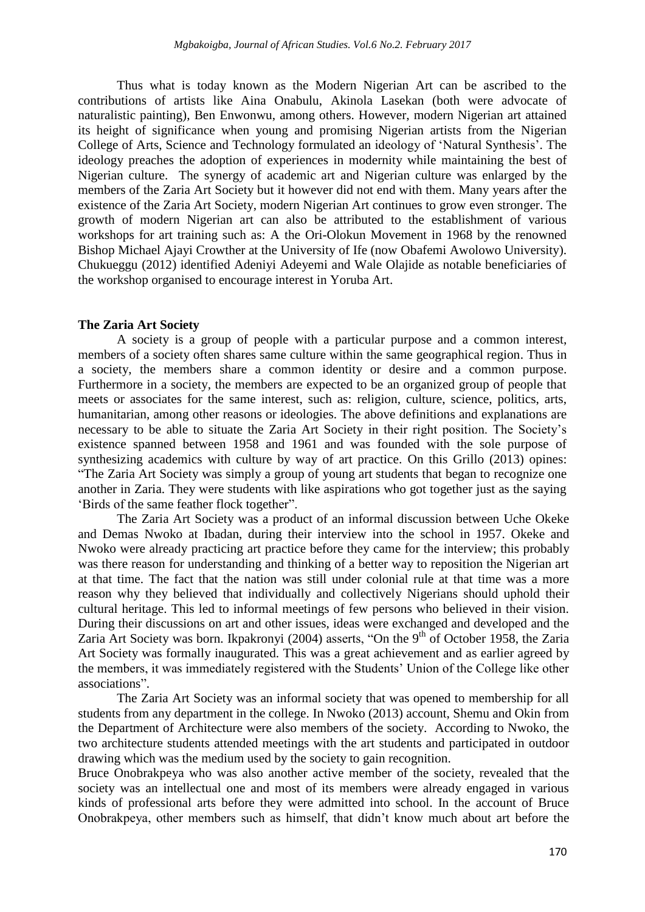Thus what is today known as the Modern Nigerian Art can be ascribed to the contributions of artists like Aina Onabulu, Akinola Lasekan (both were advocate of naturalistic painting), Ben Enwonwu, among others. However, modern Nigerian art attained its height of significance when young and promising Nigerian artists from the Nigerian College of Arts, Science and Technology formulated an ideology of 'Natural Synthesis'. The ideology preaches the adoption of experiences in modernity while maintaining the best of Nigerian culture. The synergy of academic art and Nigerian culture was enlarged by the members of the Zaria Art Society but it however did not end with them. Many years after the existence of the Zaria Art Society, modern Nigerian Art continues to grow even stronger. The growth of modern Nigerian art can also be attributed to the establishment of various workshops for art training such as: A the Ori-Olokun Movement in 1968 by the renowned Bishop Michael Ajayi Crowther at the University of Ife (now Obafemi Awolowo University). Chukueggu (2012) identified Adeniyi Adeyemi and Wale Olajide as notable beneficiaries of the workshop organised to encourage interest in Yoruba Art.

**The Zaria Art Society**

A society is a group of people with a particular purpose and a common interest, members of a society often shares same culture within the same geographical region. Thus in a society, the members share a common identity or desire and a common purpose. Furthermore in a society, the members are expected to be an organized group of people that meets or associates for the same interest, such as: religion, culture, science, politics, arts, humanitarian, among other reasons or ideologies. The above definitions and explanations are necessary to be able to situate the Zaria Art Society in their right position. The Society's existence spanned between 1958 and 1961 and was founded with the sole purpose of synthesizing academics with culture by way of art practice. On this Grillo (2013) opines: "The Zaria Art Society was simply a group of young art students that began to recognize one another in Zaria. They were students with like aspirations who got together just as the saying 'Birds of the same feather flock together".

The Zaria Art Society was a product of an informal discussion between Uche Okeke and Demas Nwoko at Ibadan, during their interview into the school in 1957. Okeke and Nwoko were already practicing art practice before they came for the interview; this probably was there reason for understanding and thinking of a better way to reposition the Nigerian art at that time. The fact that the nation was still under colonial rule at that time was a more reason why they believed that individually and collectively Nigerians should uphold their cultural heritage. This led to informal meetings of few persons who believed in their vision. During their discussions on art and other issues, ideas were exchanged and developed and the Zaria Art Society was born. Ikpakronyi (2004) asserts, "On the 9th of October 1958, the Zaria Art Society was formally inaugurated. This was a great achievement and as earlier agreed by the members, it was immediately registered with the Students' Union of the College like other associations".

The Zaria Art Society was an informal society that was opened to membership for all students from any department in the college. In Nwoko (2013) account, Shemu and Okin from the Department of Architecture were also members of the society. According to Nwoko, the two architecture students attended meetings with the art students and participated in outdoor drawing which was the medium used by the society to gain recognition.

Bruce Onobrakpeya who was also another active member of the society, revealed that the society was an intellectual one and most of its members were already engaged in various kinds of professional arts before they were admitted into school. In the account of Bruce Onobrakpeya, other members such as himself, that didn't know much about art before the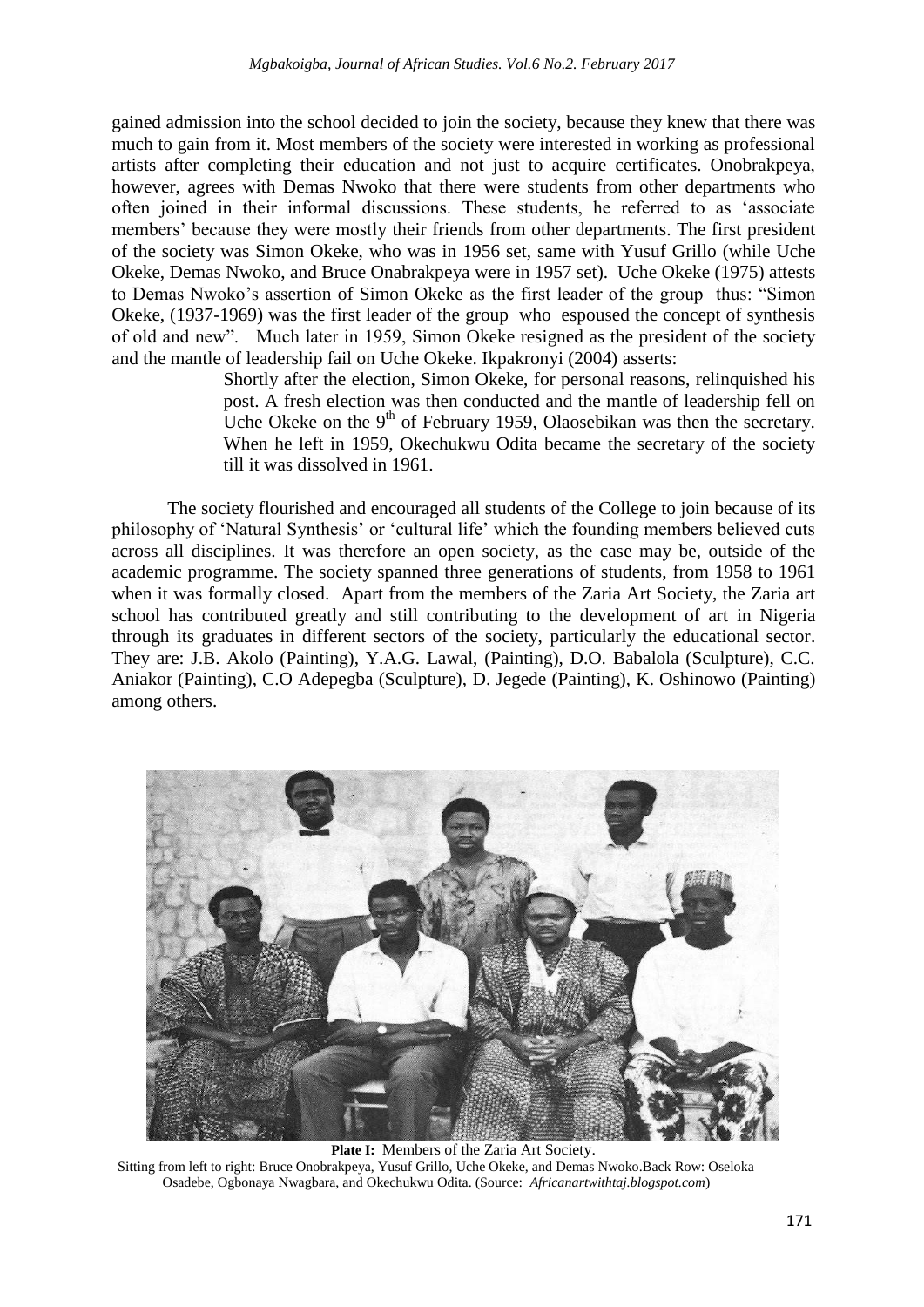gained admission into the school decided to join the society, because they knew that there was much to gain from it. Most members of the society were interested in working as professional artists after completing their education and not just to acquire certificates. Onobrakpeya, however, agrees with Demas Nwoko that there were students from other departments who often joined in their informal discussions. These students, he referred to as 'associate members' because they were mostly their friends from other departments. The first president of the society was Simon Okeke, who was in 1956 set, same with Yusuf Grillo (while Uche Okeke, Demas Nwoko, and Bruce Onabrakpeya were in 1957 set). Uche Okeke (1975) attests to Demas Nwoko's assertion of Simon Okeke as the first leader of the group thus: "Simon Okeke, (1937-1969) was the first leader of the group who espoused the concept of synthesis of old and new". Much later in 1959, Simon Okeke resigned as the president of the society and the mantle of leadership fail on Uche Okeke. Ikpakronyi (2004) asserts:

> Shortly after the election, Simon Okeke, for personal reasons, relinquished his post. A fresh election was then conducted and the mantle of leadership fell on Uche Okeke on the 9th of February 1959, Olaosebikan was then the secretary. When he left in 1959, Okechukwu Odita became the secretary of the society till it was dissolved in 1961.

The society flourished and encouraged all students of the College to join because of its philosophy of 'Natural Synthesis' or 'cultural life' which the founding members believed cuts across all disciplines. It was therefore an open society, as the case may be, outside of the academic programme. The society spanned three generations of students, from 1958 to 1961 when it was formally closed. Apart from the members of the Zaria Art Society, the Zaria art school has contributed greatly and still contributing to the development of art in Nigeria through its graduates in different sectors of the society, particularly the educational sector. They are: J.B. Akolo (Painting), Y.A.G. Lawal, (Painting), D.O. Babalola (Sculpture), C.C. Aniakor (Painting), C.O Adepegba (Sculpture), D. Jegede (Painting), K. Oshinowo (Painting) among others.

**Plate I:** Members of the Zaria Art Society.
Sitting from left to right: Bruce Onobrakpeya, Yusuf Grillo, Uche Okeke, and Demas Nwoko.Back Row: Oseloka Osadebe, Ogbonaya Nwagbara, and Okechukwu Odita. (Source: *Africanartwithtaj.blogspot.com*)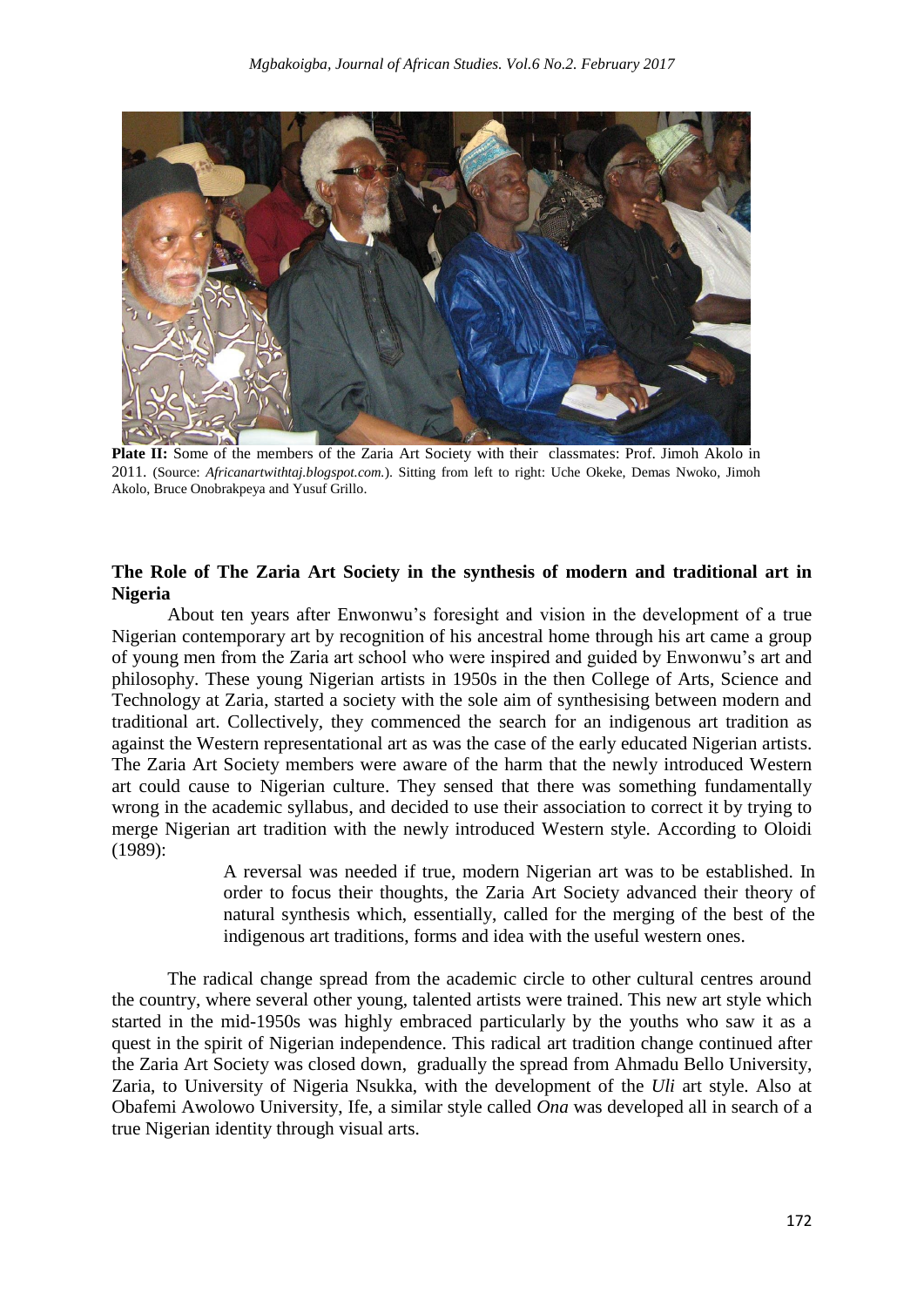**Plate II:** Some of the members of the Zaria Art Society with their classmates: Prof. Jimoh Akolo in 2011. (Source: *Africanartwithtaj.blogspot.com.*). Sitting from left to right: Uche Okeke, Demas Nwoko, Jimoh Akolo, Bruce Onobrakpeya and Yusuf Grillo.

## The Role of The Zaria Art Society in the synthesis of modern and traditional art in Nigeria

About ten years after Enwonwu's foresight and vision in the development of a true Nigerian contemporary art by recognition of his ancestral home through his art came a group of young men from the Zaria art school who were inspired and guided by Enwonwu's art and philosophy. These young Nigerian artists in 1950s in the then College of Arts, Science and Technology at Zaria, started a society with the sole aim of synthesising between modern and traditional art. Collectively, they commenced the search for an indigenous art tradition as against the Western representational art as was the case of the early educated Nigerian artists. The Zaria Art Society members were aware of the harm that the newly introduced Western art could cause to Nigerian culture. They sensed that there was something fundamentally wrong in the academic syllabus, and decided to use their association to correct it by trying to merge Nigerian art tradition with the newly introduced Western style. According to Oloidi (1989):

> A reversal was needed if true, modern Nigerian art was to be established. In order to focus their thoughts, the Zaria Art Society advanced their theory of natural synthesis which, essentially, called for the merging of the best of the indigenous art traditions, forms and idea with the useful western ones.

The radical change spread from the academic circle to other cultural centres around the country, where several other young, talented artists were trained. This new art style which started in the mid-1950s was highly embraced particularly by the youths who saw it as a quest in the spirit of Nigerian independence. This radical art tradition change continued after the Zaria Art Society was closed down, gradually the spread from Ahmadu Bello University, Zaria, to University of Nigeria Nsukka, with the development of the *Uli* art style. Also at Obafemi Awolowo University, Ife, a similar style called *Ona* was developed all in search of a true Nigerian identity through visual arts.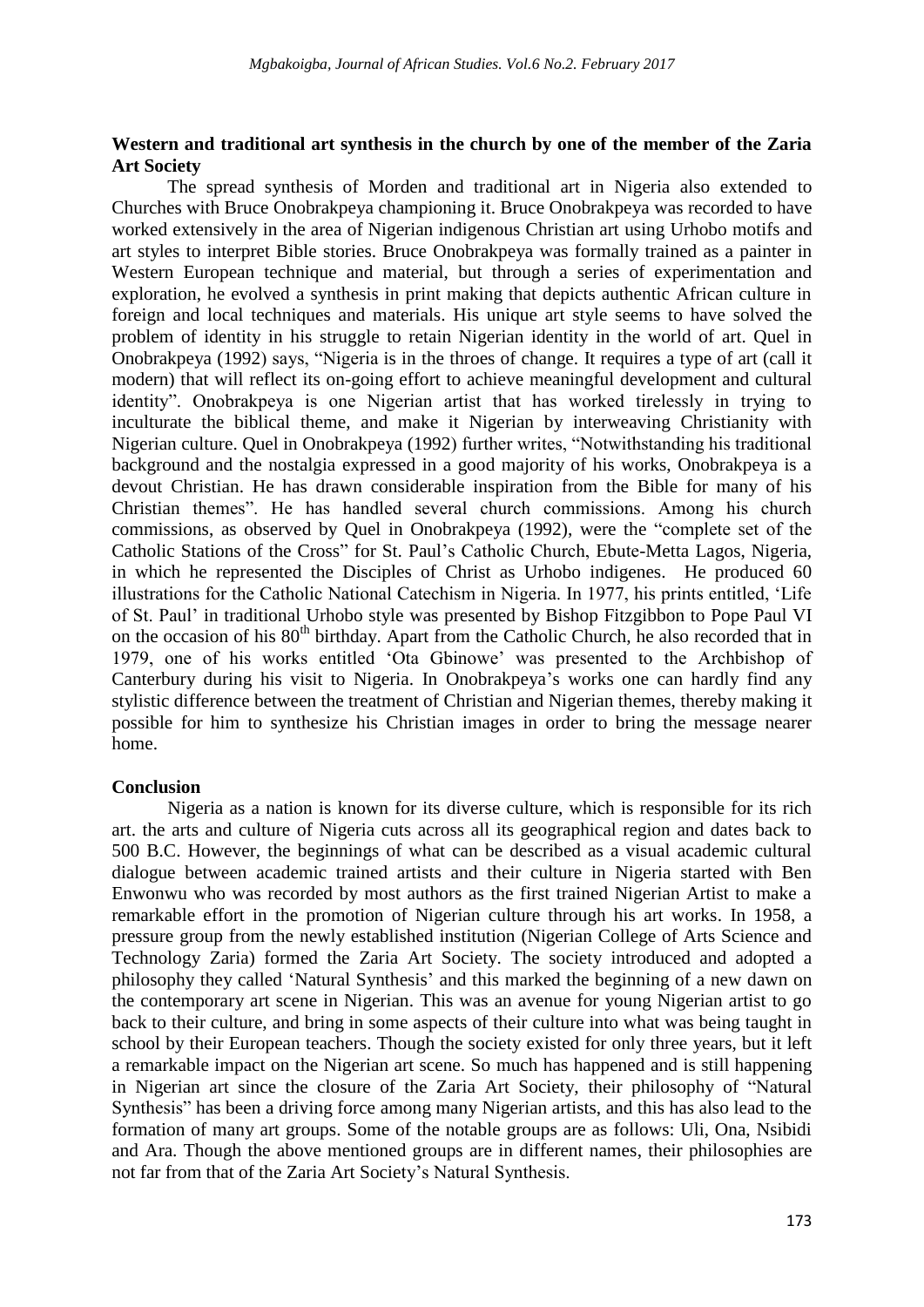**Western and traditional art synthesis in the church by one of the member of the Zaria Art Society**

The spread synthesis of Morden and traditional art in Nigeria also extended to Churches with Bruce Onobrakpeya championing it. Bruce Onobrakpeya was recorded to have worked extensively in the area of Nigerian indigenous Christian art using Urhobo motifs and art styles to interpret Bible stories. Bruce Onobrakpeya was formally trained as a painter in Western European technique and material, but through a series of experimentation and exploration, he evolved a synthesis in print making that depicts authentic African culture in foreign and local techniques and materials. His unique art style seems to have solved the problem of identity in his struggle to retain Nigerian identity in the world of art. Quel in Onobrakpeya (1992) says, "Nigeria is in the throes of change. It requires a type of art (call it modern) that will reflect its on-going effort to achieve meaningful development and cultural identity". Onobrakpeya is one Nigerian artist that has worked tirelessly in trying to inculturate the biblical theme, and make it Nigerian by interweaving Christianity with Nigerian culture. Quel in Onobrakpeya (1992) further writes, "Notwithstanding his traditional background and the nostalgia expressed in a good majority of his works, Onobrakpeya is a devout Christian. He has drawn considerable inspiration from the Bible for many of his Christian themes". He has handled several church commissions. Among his church commissions, as observed by Quel in Onobrakpeya (1992), were the "complete set of the Catholic Stations of the Cross" for St. Paul's Catholic Church, Ebute-Metta Lagos, Nigeria, in which he represented the Disciples of Christ as Urhobo indigenes. He produced 60 illustrations for the Catholic National Catechism in Nigeria. In 1977, his prints entitled, 'Life of St. Paul' in traditional Urhobo style was presented by Bishop Fitzgibbon to Pope Paul VI on the occasion of his 80th birthday. Apart from the Catholic Church, he also recorded that in 1979, one of his works entitled 'Ota Gbinowe' was presented to the Archbishop of Canterbury during his visit to Nigeria. In Onobrakpeya's works one can hardly find any stylistic difference between the treatment of Christian and Nigerian themes, thereby making it possible for him to synthesize his Christian images in order to bring the message nearer home.

**Conclusion**

Nigeria as a nation is known for its diverse culture, which is responsible for its rich art. the arts and culture of Nigeria cuts across all its geographical region and dates back to 500 B.C. However, the beginnings of what can be described as a visual academic cultural dialogue between academic trained artists and their culture in Nigeria started with Ben Enwonwu who was recorded by most authors as the first trained Nigerian Artist to make a remarkable effort in the promotion of Nigerian culture through his art works. In 1958, a pressure group from the newly established institution (Nigerian College of Arts Science and Technology Zaria) formed the Zaria Art Society. The society introduced and adopted a philosophy they called 'Natural Synthesis' and this marked the beginning of a new dawn on the contemporary art scene in Nigerian. This was an avenue for young Nigerian artist to go back to their culture, and bring in some aspects of their culture into what was being taught in school by their European teachers. Though the society existed for only three years, but it left a remarkable impact on the Nigerian art scene. So much has happened and is still happening in Nigerian art since the closure of the Zaria Art Society, their philosophy of "Natural Synthesis" has been a driving force among many Nigerian artists, and this has also lead to the formation of many art groups. Some of the notable groups are as follows: Uli, Ona, Nsibidi and Ara. Though the above mentioned groups are in different names, their philosophies are not far from that of the Zaria Art Society's Natural Synthesis.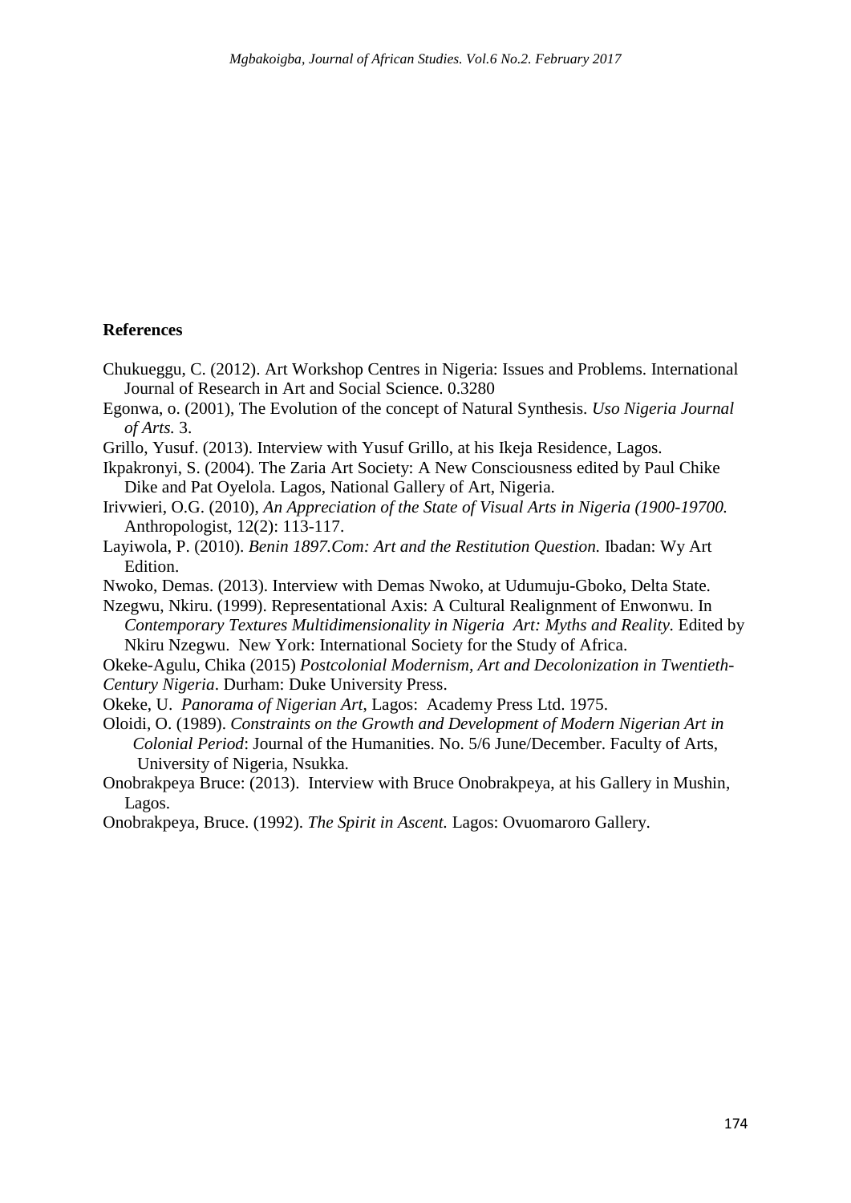## References

Chukueggu, C. (2012). Art Workshop Centres in Nigeria: Issues and Problems. International Journal of Research in Art and Social Science. 0.3280

Egonwa, o. (2001), The Evolution of the concept of Natural Synthesis. *Uso Nigeria Journal of Arts.* 3.

Grillo, Yusuf. (2013). Interview with Yusuf Grillo, at his Ikeja Residence, Lagos.

Ikpakronyi, S. (2004). The Zaria Art Society: A New Consciousness edited by Paul Chike Dike and Pat Oyelola. Lagos, National Gallery of Art, Nigeria.

Irivwieri, O.G. (2010), *An Appreciation of the State of Visual Arts in Nigeria (1900-19700.* Anthropologist, 12(2): 113-117.

Layiwola, P. (2010). *Benin 1897.Com: Art and the Restitution Question.* Ibadan: Wy Art Edition.

Nwoko, Demas. (2013). Interview with Demas Nwoko, at Udumuju-Gboko, Delta State.

Nzegwu, Nkiru. (1999). Representational Axis: A Cultural Realignment of Enwonwu. In *Contemporary Textures Multidimensionality in Nigeria Art: Myths and Reality*. Edited by Nkiru Nzegwu. New York: International Society for the Study of Africa.

Okeke-Agulu, Chika (2015) *Postcolonial Modernism, Art and Decolonization in Twentieth-Century Nigeria*. Durham: Duke University Press.

Okeke, U. *Panorama of Nigerian Art*, Lagos: Academy Press Ltd. 1975.

Oloidi, O. (1989). *Constraints on the Growth and Development of Modern Nigerian Art in Colonial Period*: Journal of the Humanities. No. 5/6 June/December. Faculty of Arts, University of Nigeria, Nsukka.

Onobrakpeya Bruce: (2013). Interview with Bruce Onobrakpeya, at his Gallery in Mushin, Lagos.

Onobrakpeya, Bruce. (1992). *The Spirit in Ascent.* Lagos: Ovuomaroro Gallery.